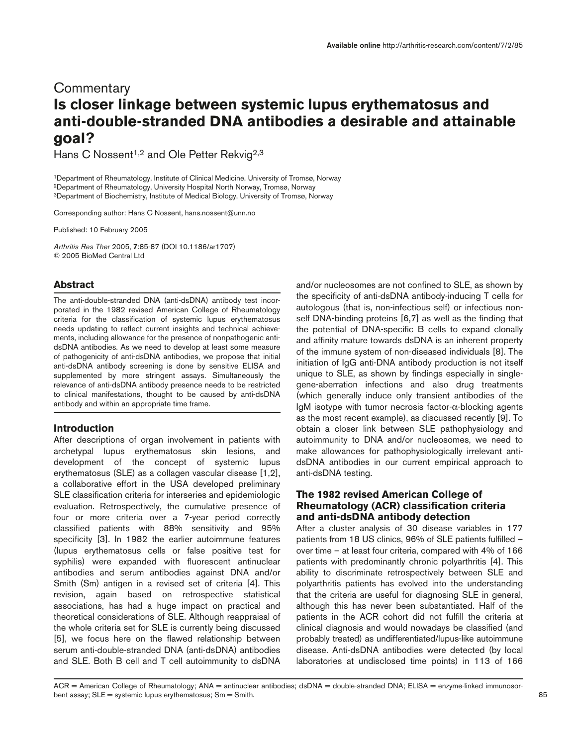Commentary

# Is closer linkage between systemic lupus erythematosus and anti-double-stranded DNA antibodies a desirable and attainable goal?

Hans C Nossent[1,2] and Ole Petter Rekvig[2,3]

[1]Department of Rheumatology, Institute of Clinical Medicine, University of Tromsø, Norway
[2]Department of Rheumatology, University Hospital North Norway, Tromsø, Norway
[3]Department of Biochemistry, Institute of Medical Biology, University of Tromsø, Norway

Corresponding author: Hans C Nossent, hans.nossent@unn.no

Published: 10 February 2005

*Arthritis Res Ther* 2005, **7**:85-87 (DOI 10.1186/ar1707)
© 2005 BioMed Central Ltd

## Abstract

The anti-double-stranded DNA (anti-dsDNA) antibody test incorporated in the 1982 revised American College of Rheumatology criteria for the classification of systemic lupus erythematosus needs updating to reflect current insights and technical achievements, including allowance for the presence of nonpathogenic anti-dsDNA antibodies. As we need to develop at least some measure of pathogenicity of anti-dsDNA antibodies, we propose that initial anti-dsDNA antibody screening is done by sensitive ELISA and supplemented by more stringent assays. Simultaneously the relevance of anti-dsDNA antibody presence needs to be restricted to clinical manifestations, thought to be caused by anti-dsDNA antibody and within an appropriate time frame.

## Introduction

After descriptions of organ involvement in patients with archetypal lupus erythematosus skin lesions, and development of the concept of systemic lupus erythematosus (SLE) as a collagen vascular disease [1,2], a collaborative effort in the USA developed preliminary SLE classification criteria for interseries and epidemiologic evaluation. Retrospectively, the cumulative presence of four or more criteria over a 7-year period correctly classified patients with 88% sensitivity and 95% specificity [3]. In 1982 the earlier autoimmune features (lupus erythematosus cells or false positive test for syphilis) were expanded with fluorescent antinuclear antibodies and serum antibodies against DNA and/or Smith (Sm) antigen in a revised set of criteria [4]. This revision, again based on retrospective statistical associations, has had a huge impact on practical and theoretical considerations of SLE. Although reappraisal of the whole criteria set for SLE is currently being discussed [5], we focus here on the flawed relationship between serum anti-double-stranded DNA (anti-dsDNA) antibodies and SLE. Both B cell and T cell autoimmunity to dsDNA and/or nucleosomes are not confined to SLE, as shown by the specificity of anti-dsDNA antibody-inducing T cells for autologous (that is, non-infectious self) or infectious non-self DNA-binding proteins [6,7] as well as the finding that the potential of DNA-specific B cells to expand clonally and affinity mature towards dsDNA is an inherent property of the immune system of non-diseased individuals [8]. The initiation of IgG anti-DNA antibody production is not itself unique to SLE, as shown by findings especially in single-gene-aberration infections and also drug treatments (which generally induce only transient antibodies of the IgM isotype with tumor necrosis factor-α-blocking agents as the most recent example), as discussed recently [9]. To obtain a closer link between SLE pathophysiology and autoimmunity to DNA and/or nucleosomes, we need to make allowances for pathophysiologically irrelevant anti-dsDNA antibodies in our current empirical approach to anti-dsDNA testing.

## The 1982 revised American College of Rheumatology (ACR) classification criteria and anti-dsDNA antibody detection

After a cluster analysis of 30 disease variables in 177 patients from 18 US clinics, 96% of SLE patients fulfilled – over time – at least four criteria, compared with 4% of 166 patients with predominantly chronic polyarthritis [4]. This ability to discriminate retrospectively between SLE and polyarthritis patients has evolved into the understanding that the criteria are useful for diagnosing SLE in general, although this has never been substantiated. Half of the patients in the ACR cohort did not fulfill the criteria at clinical diagnosis and would nowadays be classified (and probably treated) as undifferentiated/lupus-like autoimmune disease. Anti-dsDNA antibodies were detected (by local laboratories at undisclosed time points) in 113 of 166

ACR = American College of Rheumatology; ANA = antinuclear antibodies; dsDNA = double-stranded DNA; ELISA = enzyme-linked immunosorbent assay; SLE = systemic lupus erythematosus; Sm = Smith.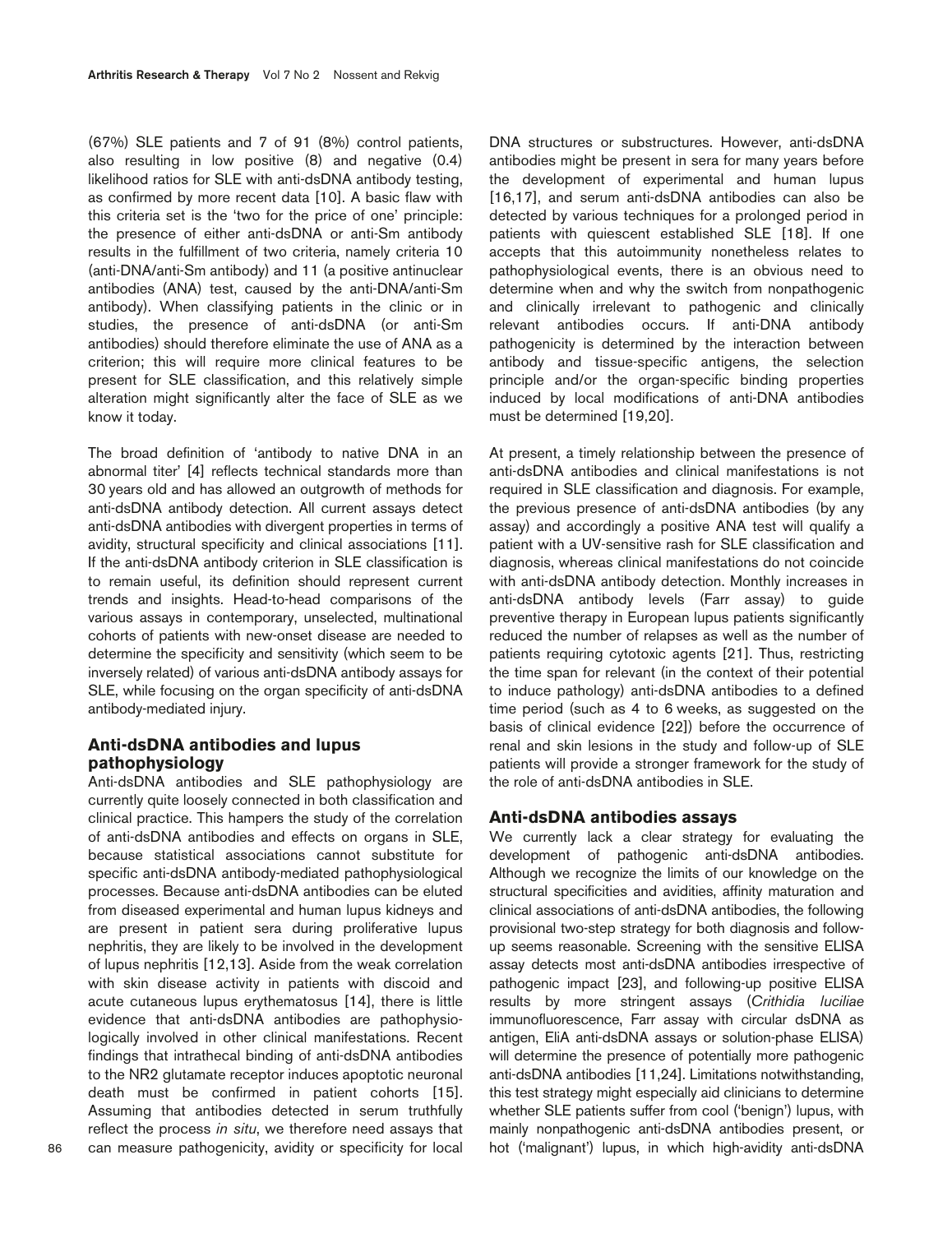(67%) SLE patients and 7 of 91 (8%) control patients, also resulting in low positive (8) and negative (0.4) likelihood ratios for SLE with anti-dsDNA antibody testing, as confirmed by more recent data [10]. A basic flaw with this criteria set is the 'two for the price of one' principle: the presence of either anti-dsDNA or anti-Sm antibody results in the fulfillment of two criteria, namely criteria 10 (anti-DNA/anti-Sm antibody) and 11 (a positive antinuclear antibodies (ANA) test, caused by the anti-DNA/anti-Sm antibody). When classifying patients in the clinic or in studies, the presence of anti-dsDNA (or anti-Sm antibodies) should therefore eliminate the use of ANA as a criterion; this will require more clinical features to be present for SLE classification, and this relatively simple alteration might significantly alter the face of SLE as we know it today.

The broad definition of 'antibody to native DNA in an abnormal titer' [4] reflects technical standards more than 30 years old and has allowed an outgrowth of methods for anti-dsDNA antibody detection. All current assays detect anti-dsDNA antibodies with divergent properties in terms of avidity, structural specificity and clinical associations [11]. If the anti-dsDNA antibody criterion in SLE classification is to remain useful, its definition should represent current trends and insights. Head-to-head comparisons of the various assays in contemporary, unselected, multinational cohorts of patients with new-onset disease are needed to determine the specificity and sensitivity (which seem to be inversely related) of various anti-dsDNA antibody assays for SLE, while focusing on the organ specificity of anti-dsDNA antibody-mediated injury.

## Anti-dsDNA antibodies and lupus pathophysiology

Anti-dsDNA antibodies and SLE pathophysiology are currently quite loosely connected in both classification and clinical practice. This hampers the study of the correlation of anti-dsDNA antibodies and effects on organs in SLE, because statistical associations cannot substitute for specific anti-dsDNA antibody-mediated pathophysiological processes. Because anti-dsDNA antibodies can be eluted from diseased experimental and human lupus kidneys and are present in patient sera during proliferative lupus nephritis, they are likely to be involved in the development of lupus nephritis [12,13]. Aside from the weak correlation with skin disease activity in patients with discoid and acute cutaneous lupus erythematosus [14], there is little evidence that anti-dsDNA antibodies are pathophysiologically involved in other clinical manifestations. Recent findings that intrathecal binding of anti-dsDNA antibodies to the NR2 glutamate receptor induces apoptotic neuronal death must be confirmed in patient cohorts [15]. Assuming that antibodies detected in serum truthfully reflect the process *in situ*, we therefore need assays that can measure pathogenicity, avidity or specificity for local DNA structures or substructures. However, anti-dsDNA antibodies might be present in sera for many years before the development of experimental and human lupus [16,17], and serum anti-dsDNA antibodies can also be detected by various techniques for a prolonged period in patients with quiescent established SLE [18]. If one accepts that this autoimmunity nonetheless relates to pathophysiological events, there is an obvious need to determine when and why the switch from nonpathogenic and clinically irrelevant to pathogenic and clinically relevant antibodies occurs. If anti-DNA antibody pathogenicity is determined by the interaction between antibody and tissue-specific antigens, the selection principle and/or the organ-specific binding properties induced by local modifications of anti-DNA antibodies must be determined [19,20].

At present, a timely relationship between the presence of anti-dsDNA antibodies and clinical manifestations is not required in SLE classification and diagnosis. For example, the previous presence of anti-dsDNA antibodies (by any assay) and accordingly a positive ANA test will qualify a patient with a UV-sensitive rash for SLE classification and diagnosis, whereas clinical manifestations do not coincide with anti-dsDNA antibody detection. Monthly increases in anti-dsDNA antibody levels (Farr assay) to guide preventive therapy in European lupus patients significantly reduced the number of relapses as well as the number of patients requiring cytotoxic agents [21]. Thus, restricting the time span for relevant (in the context of their potential to induce pathology) anti-dsDNA antibodies to a defined time period (such as 4 to 6 weeks, as suggested on the basis of clinical evidence [22]) before the occurrence of renal and skin lesions in the study and follow-up of SLE patients will provide a stronger framework for the study of the role of anti-dsDNA antibodies in SLE.

## Anti-dsDNA antibodies assays

We currently lack a clear strategy for evaluating the development of pathogenic anti-dsDNA antibodies. Although we recognize the limits of our knowledge on the structural specificities and avidities, affinity maturation and clinical associations of anti-dsDNA antibodies, the following provisional two-step strategy for both diagnosis and follow-up seems reasonable. Screening with the sensitive ELISA assay detects most anti-dsDNA antibodies irrespective of pathogenic impact [23], and following-up positive ELISA results by more stringent assays (*Crithidia luciliae* immunofluorescence, Farr assay with circular dsDNA as antigen, EliA anti-dsDNA assays or solution-phase ELISA) will determine the presence of potentially more pathogenic anti-dsDNA antibodies [11,24]. Limitations notwithstanding, this test strategy might especially aid clinicians to determine whether SLE patients suffer from cool ('benign') lupus, with mainly nonpathogenic anti-dsDNA antibodies present, or hot ('malignant') lupus, in which high-avidity anti-dsDNA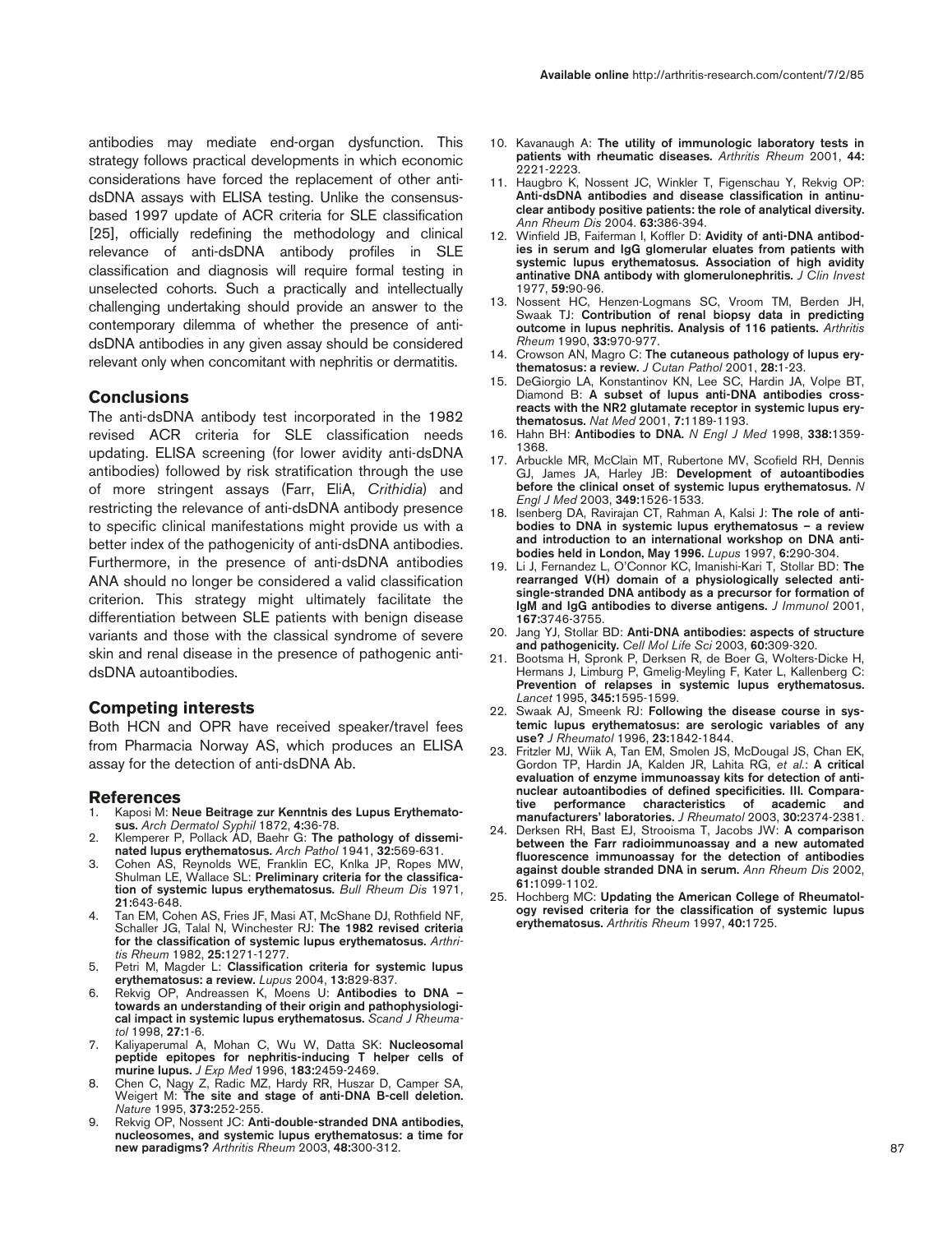antibodies may mediate end-organ dysfunction. This strategy follows practical developments in which economic considerations have forced the replacement of other anti-dsDNA assays with ELISA testing. Unlike the consensus-based 1997 update of ACR criteria for SLE classification [25], officially redefining the methodology and clinical relevance of anti-dsDNA antibody profiles in SLE classification and diagnosis will require formal testing in unselected cohorts. Such a practically and intellectually challenging undertaking should provide an answer to the contemporary dilemma of whether the presence of anti-dsDNA antibodies in any given assay should be considered relevant only when concomitant with nephritis or dermatitis.

## Conclusions

The anti-dsDNA antibody test incorporated in the 1982 revised ACR criteria for SLE classification needs updating. ELISA screening (for lower avidity anti-dsDNA antibodies) followed by risk stratification through the use of more stringent assays (Farr, EliA, *Crithidia*) and restricting the relevance of anti-dsDNA antibody presence to specific clinical manifestations might provide us with a better index of the pathogenicity of anti-dsDNA antibodies. Furthermore, in the presence of anti-dsDNA antibodies ANA should no longer be considered a valid classification criterion. This strategy might ultimately facilitate the differentiation between SLE patients with benign disease variants and those with the classical syndrome of severe skin and renal disease in the presence of pathogenic anti-dsDNA autoantibodies.

## Competing interests

Both HCN and OPR have received speaker/travel fees from Pharmacia Norway AS, which produces an ELISA assay for the detection of anti-dsDNA Ab.

## References

1. Kaposi M: **Neue Beitrage zur Kenntnis des Lupus Erythematosus.** *Arch Dermatol Syphil* 1872, **4:**36-78.
2. Klemperer P, Pollack AD, Baehr G: **The pathology of disseminated lupus erythematosus.** *Arch Pathol* 1941, **32:**569-631.
3. Cohen AS, Reynolds WE, Franklin EC, Knlka JP, Ropes MW, Shulman LE, Wallace SL: **Preliminary criteria for the classification of systemic lupus erythematosus.** *Bull Rheum Dis* 1971, **21:**643-648.
4. Tan EM, Cohen AS, Fries JF, Masi AT, McShane DJ, Rothfield NF, Schaller JG, Talal N, Winchester RJ: **The 1982 revised criteria for the classification of systemic lupus erythematosus.** *Arthritis Rheum* 1982, **25:**1271-1277.
5. Petri M, Magder L: **Classification criteria for systemic lupus erythematosus: a review.** *Lupus* 2004, **13:**829-837.
6. Rekvig OP, Andreassen K, Moens U: **Antibodies to DNA – towards an understanding of their origin and pathophysiological impact in systemic lupus erythematosus.** *Scand J Rheumatol* 1998, **27:**1-6.
7. Kaliyaperumal A, Mohan C, Wu W, Datta SK: **Nucleosomal peptide epitopes for nephritis-inducing T helper cells of murine lupus.** *J Exp Med* 1996, **183:**2459-2469.
8. Chen C, Nagy Z, Radic MZ, Hardy RR, Huszar D, Camper SA, Weigert M: **The site and stage of anti-DNA B-cell deletion.** *Nature* 1995, **373:**252-255.
9. Rekvig OP, Nossent JC: **Anti-double-stranded DNA antibodies, nucleosomes, and systemic lupus erythematosus: a time for new paradigms?** *Arthritis Rheum* 2003, **48:**300-312.
10. Kavanaugh A: **The utility of immunologic laboratory tests in patients with rheumatic diseases.** *Arthritis Rheum* 2001, **44:**2221-2223.
11. Haugbro K, Nossent JC, Winkler T, Figenschau Y, Rekvig OP: **Anti-dsDNA antibodies and disease classification in antinuclear antibody positive patients: the role of analytical diversity.** *Ann Rheum Dis* 2004. **63:**386-394.
12. Winfield JB, Faiferman I, Koffler D: **Avidity of anti-DNA antibodies in serum and IgG glomerular eluates from patients with systemic lupus erythematosus. Association of high avidity antinative DNA antibody with glomerulonephritis.** *J Clin Invest* 1977, **59:**90-96.
13. Nossent HC, Henzen-Logmans SC, Vroom TM, Berden JH, Swaak TJ: **Contribution of renal biopsy data in predicting outcome in lupus nephritis. Analysis of 116 patients.** *Arthritis Rheum* 1990, **33:**970-977.
14. Crowson AN, Magro C: **The cutaneous pathology of lupus erythematosus: a review.** *J Cutan Pathol* 2001, **28:**1-23.
15. DeGiorgio LA, Konstantinov KN, Lee SC, Hardin JA, Volpe BT, Diamond B: **A subset of lupus anti-DNA antibodies cross-reacts with the NR2 glutamate receptor in systemic lupus erythematosus.** *Nat Med* 2001, **7:**1189-1193.
16. Hahn BH: **Antibodies to DNA.** *N Engl J Med* 1998, **338:**1359-1368.
17. Arbuckle MR, McClain MT, Rubertone MV, Scofield RH, Dennis GJ, James JA, Harley JB: **Development of autoantibodies before the clinical onset of systemic lupus erythematosus.** *N Engl J Med* 2003, **349:**1526-1533.
18. Isenberg DA, Ravirajan CT, Rahman A, Kalsi J: **The role of antibodies to DNA in systemic lupus erythematosus – a review and introduction to an international workshop on DNA antibodies held in London, May 1996.** *Lupus* 1997, **6:**290-304.
19. Li J, Fernandez L, O'Connor KC, Imanishi-Kari T, Stollar BD: **The rearranged V(H) domain of a physiologically selected anti-single-stranded DNA antibody as a precursor for formation of IgM and IgG antibodies to diverse antigens.** *J Immunol* 2001, **167:**3746-3755.
20. Jang YJ, Stollar BD: **Anti-DNA antibodies: aspects of structure and pathogenicity.** *Cell Mol Life Sci* 2003, **60:**309-320.
21. Bootsma H, Spronk P, Derksen R, de Boer G, Wolters-Dicke H, Hermans J, Limburg P, Gmelig-Meyling F, Kater L, Kallenberg C: **Prevention of relapses in systemic lupus erythematosus.** *Lancet* 1995, **345:**1595-1599.
22. Swaak AJ, Smeenk RJ: **Following the disease course in systemic lupus erythematosus: are serologic variables of any use?** *J Rheumatol* 1996, **23:**1842-1844.
23. Fritzler MJ, Wiik A, Tan EM, Smolen JS, McDougal JS, Chan EK, Gordon TP, Hardin JA, Kalden JR, Lahita RG, *et al.*: **A critical evaluation of enzyme immunoassay kits for detection of antinuclear autoantibodies of defined specificities. III. Comparative performance characteristics of academic and manufacturers' laboratories.** *J Rheumatol* 2003, **30:**2374-2381.
24. Derksen RH, Bast EJ, Strooisma T, Jacobs JW: **A comparison between the Farr radioimmunoassay and a new automated fluorescence immunoassay for the detection of antibodies against double stranded DNA in serum.** *Ann Rheum Dis* 2002, **61:**1099-1102.
25. Hochberg MC: **Updating the American College of Rheumatology revised criteria for the classification of systemic lupus erythematosus.** *Arthritis Rheum* 1997, **40:**1725.